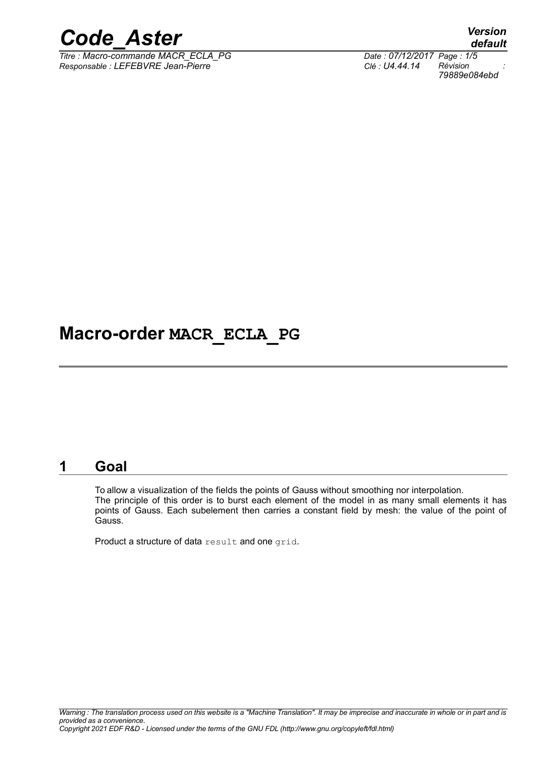# Macro-order MACR_ECLA_PG

## 1 Goal

To allow a visualization of the fields the points of Gauss without smoothing nor interpolation.
The principle of this order is to burst each element of the model in as many small elements it has points of Gauss. Each subelement then carries a constant field by mesh: the value of the point of Gauss.

Product a structure of data `result` and one `grid`.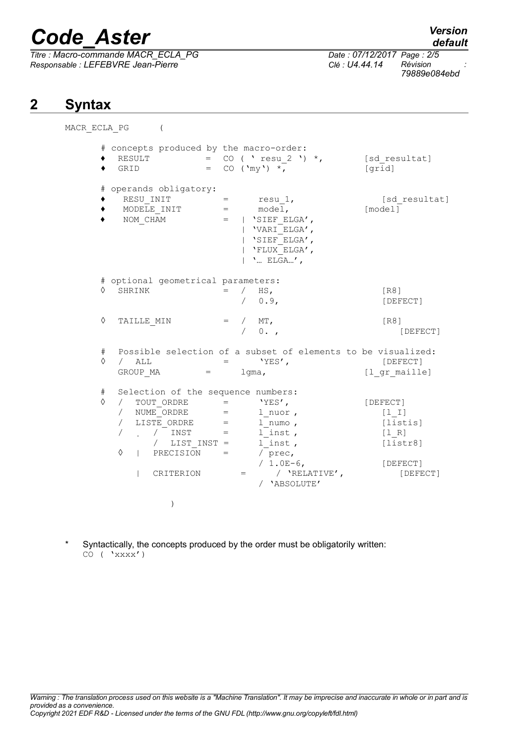# 2 Syntax

```
MACR_ECLA_PG      (

    # concepts produced by the macro-order:
    ♦  RESULT          =  CO ( ' resu_2 ') *,        [sd_resultat]
    ♦  GRID            =  CO ('my') *,               [grid]

    # operands obligatory:
    ♦   RESU_INIT         =      resu_1,              [sd_resultat]
    ♦   MODELE_INIT       =      model,              [model]
    ♦   NOM_CHAM          =   | 'SIEF_ELGA',
                              | 'VARI_ELGA',
                              | 'SIEF_ELGA',
                              | 'FLUX_ELGA',
                              | '… ELGA…',

    # optional geometrical parameters:
    ◊  SHRINK            =  /  HS,                    [R8]
                            /  0.9,                   [DEFECT]

    ◊  TAILLE_MIN        =  /  MT,                    [R8]
                            /  0. ,                      [DEFECT]

    #  Possible selection of a subset of elements to be visualized:
    ◊  /  ALL             =      'YES',               [DEFECT]
       GROUP_MA        =      lgma,                  [l_gr_maille]

    #  Selection of the sequence numbers:
    ◊  /  TOUT_ORDRE      =      'YES',              [DEFECT]
       /  NUME_ORDRE      =      l_nuor ,                [l_I]
       /  LISTE_ORDRE     =      l_numo ,                [listis]
       /  .  /  INST      =      l_inst ,                [l_R]
             /  LIST_INST =      l_inst ,                [listr8]
       ◊  |  PRECISION    =      / prec,
                                 / 1.0E-6,           [DEFECT]
          |  CRITERION       =      / 'RELATIVE',          [DEFECT]
                                 / 'ABSOLUTE'

              )
```

\* Syntactically, the concepts produced by the order must be obligatorily written:
`CO ( 'xxxx')`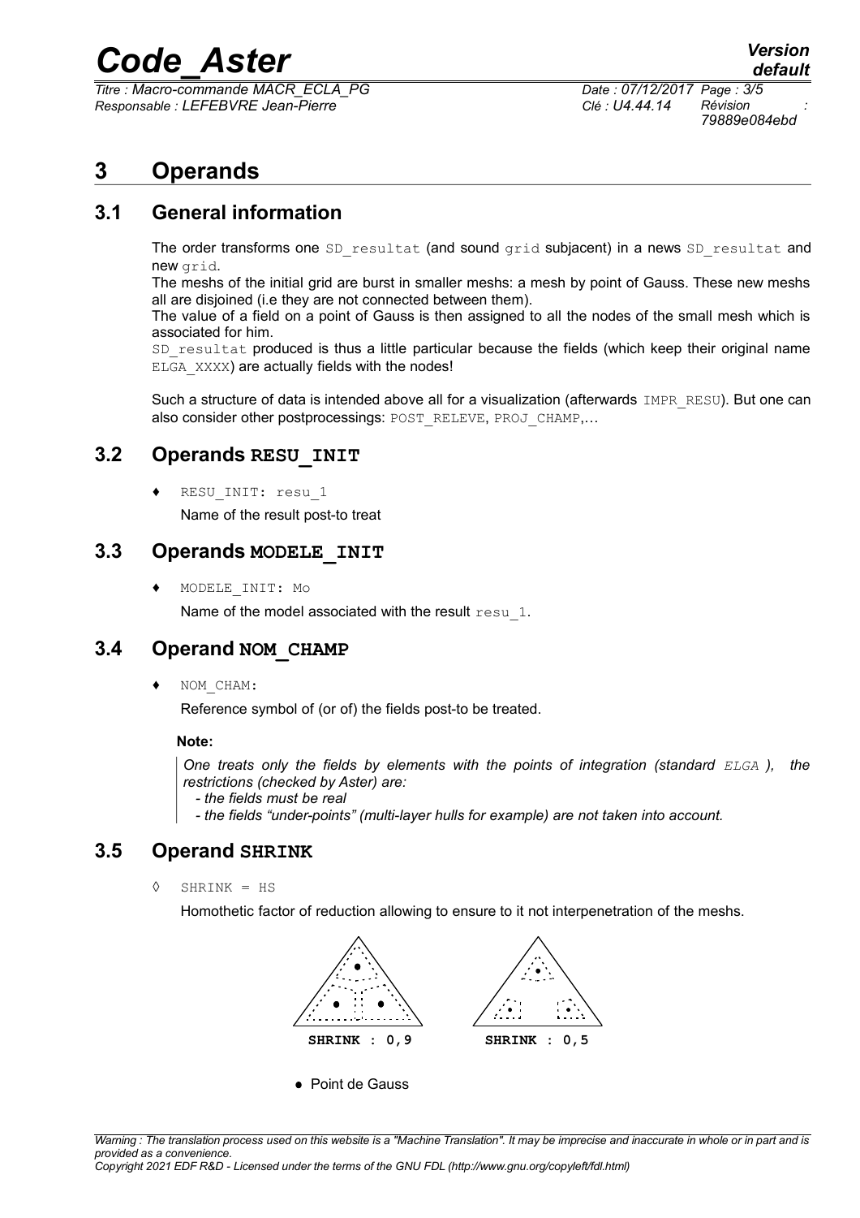# 3 Operands

## 3.1 General information

The order transforms one SD_resultat (and sound grid subjacent) in a news SD_resultat and new grid.

The meshs of the initial grid are burst in smaller meshs: a mesh by point of Gauss. These new meshs all are disjoined (i.e they are not connected between them).

The value of a field on a point of Gauss is then assigned to all the nodes of the small mesh which is associated for him.

SD_resultat produced is thus a little particular because the fields (which keep their original name ELGA_XXXX) are actually fields with the nodes!

Such a structure of data is intended above all for a visualization (afterwards IMPR_RESU). But one can also consider other postprocessings: POST_RELEVE, PROJ_CHAMP,…

## 3.2 Operands RESU_INIT

♦ RESU_INIT: resu_1

Name of the result post-to treat

## 3.3 Operands MODELE_INIT

♦ MODELE_INIT: Mo

Name of the model associated with the result resu_1.

## 3.4 Operand NOM_CHAMP

♦ NOM_CHAM:

Reference symbol of (or of) the fields post-to be treated.

**Note:**

*One treats only the fields by elements with the points of integration (standard ELGA ), the restrictions (checked by Aster) are:*
*- the fields must be real*
*- the fields "under-points" (multi-layer hulls for example) are not taken into account.*

## 3.5 Operand SHRINK

◊ SHRINK = HS

Homothetic factor of reduction allowing to ensure to it not interpenetration of the meshs.

**SHRINK : 0,9** **SHRINK : 0,5**

● Point de Gauss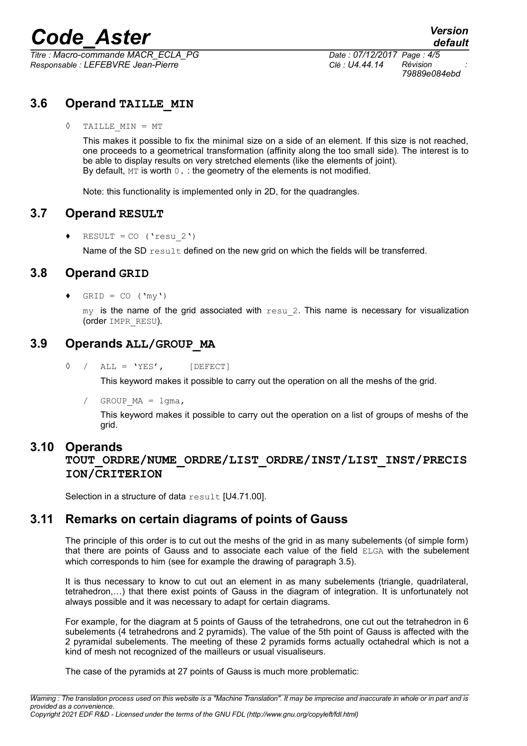## 3.6 Operand TAILLE_MIN

◊ `TAILLE_MIN = MT`

This makes it possible to fix the minimal size on a side of an element. If this size is not reached, one proceeds to a geometrical transformation (affinity along the too small side). The interest is to be able to display results on very stretched elements (like the elements of joint).
By default, `MT` is worth `0.` : the geometry of the elements is not modified.

Note: this functionality is implemented only in 2D, for the quadrangles.

## 3.7 Operand RESULT

♦ `RESULT = CO ('resu_2')`

Name of the SD `result` defined on the new grid on which the fields will be transferred.

## 3.8 Operand GRID

♦ `GRID = CO ('my')`

`my` is the name of the grid associated with `resu_2`. This name is necessary for visualization (order `IMPR_RESU`).

## 3.9 Operands ALL/GROUP_MA

◊ / `ALL = 'YES',` [DEFECT]

This keyword makes it possible to carry out the operation on all the meshs of the grid.

/ `GROUP_MA = lgma,`

This keyword makes it possible to carry out the operation on a list of groups of meshs of the grid.

## 3.10 Operands TOUT_ORDRE/NUME_ORDRE/LIST_ORDRE/INST/LIST_INST/PRECISION/CRITERION

Selection in a structure of data `result` [U4.71.00].

## 3.11 Remarks on certain diagrams of points of Gauss

The principle of this order is to cut out the meshs of the grid in as many subelements (of simple form) that there are points of Gauss and to associate each value of the field `ELGA` with the subelement which corresponds to him (see for example the drawing of paragraph 3.5).

It is thus necessary to know to cut out an element in as many subelements (triangle, quadrilateral, tetrahedron,…) that there exist points of Gauss in the diagram of integration. It is unfortunately not always possible and it was necessary to adapt for certain diagrams.

For example, for the diagram at 5 points of Gauss of the tetrahedrons, one cut out the tetrahedron in 6 subelements (4 tetrahedrons and 2 pyramids). The value of the 5th point of Gauss is affected with the 2 pyramidal subelements. The meeting of these 2 pyramids forms actually octahedral which is not a kind of mesh not recognized of the mailleurs or usual visualiseurs.

The case of the pyramids at 27 points of Gauss is much more problematic: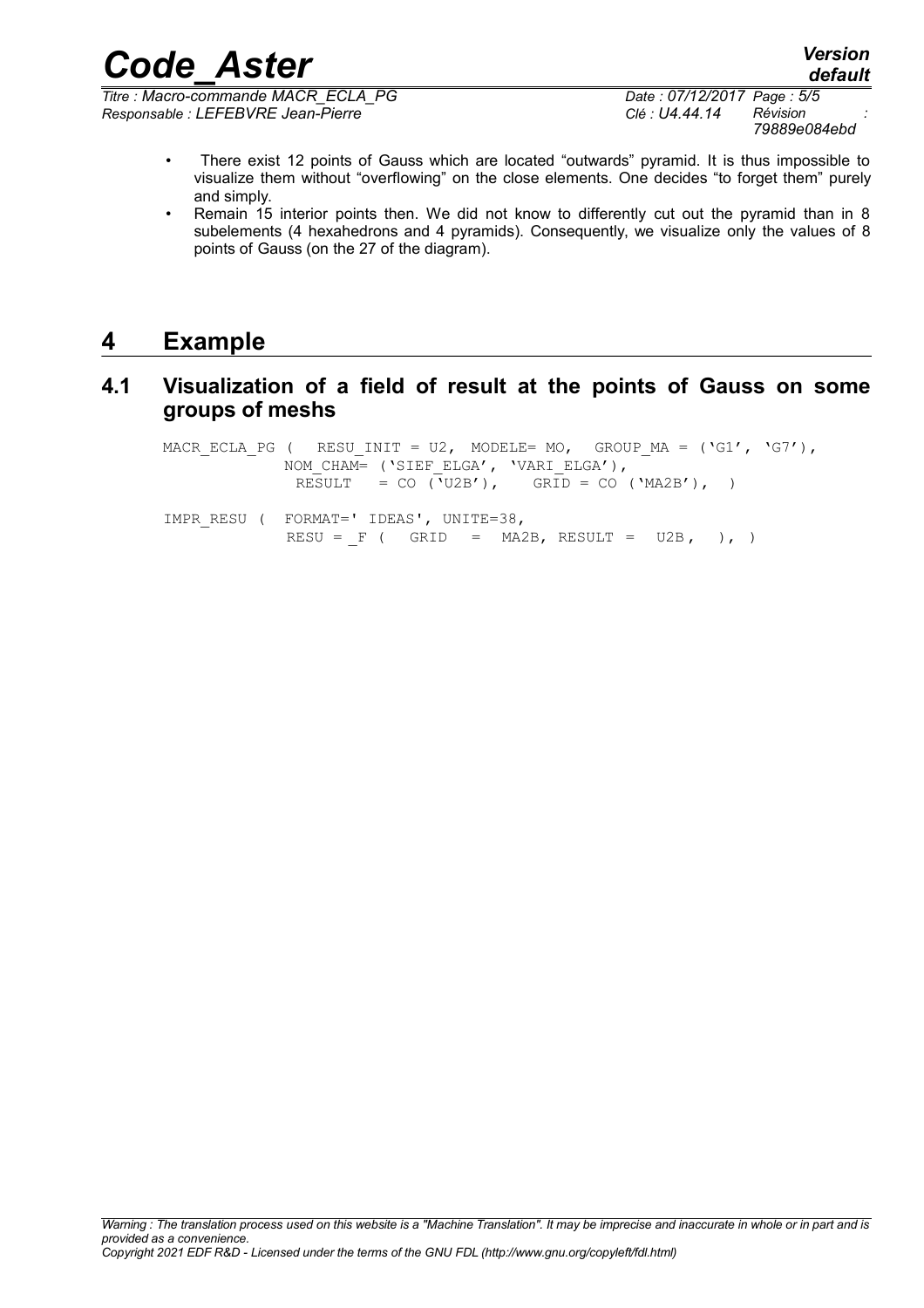- There exist 12 points of Gauss which are located “outwards” pyramid. It is thus impossible to visualize them without “overflowing” on the close elements. One decides “to forget them” purely and simply.
- Remain 15 interior points then. We did not know to differently cut out the pyramid than in 8 subelements (4 hexahedrons and 4 pyramids). Consequently, we visualize only the values of 8 points of Gauss (on the 27 of the diagram).

# 4 Example

## 4.1 Visualization of a field of result at the points of Gauss on some groups of meshs

```
MACR_ECLA_PG (   RESU_INIT = U2,  MODELE= MO,   GROUP_MA = ('G1', 'G7'),
             NOM_CHAM= ('SIEF_ELGA', 'VARI_ELGA'),
              RESULT    = CO ('U2B'),     GRID = CO ('MA2B'),  )

IMPR_RESU (  FORMAT=' IDEAS', UNITE=38,
             RESU = _F (   GRID   =  MA2B, RESULT =  U2B ,   ), )
```